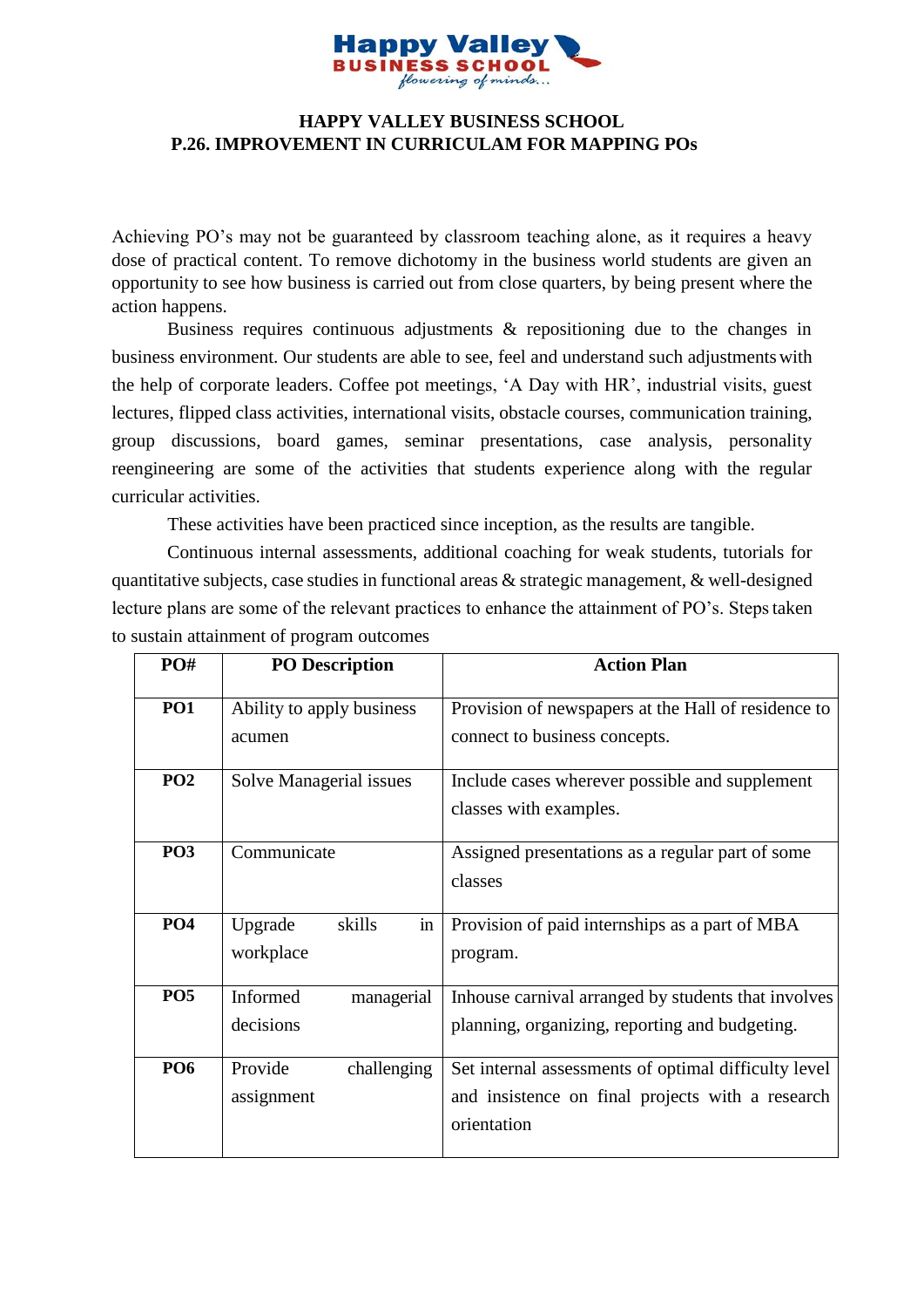# HAPPY VALLEY BUSINESS SCHOOL

## P.26. IMPROVEMENT IN CURRICULAM FOR MAPPING POs

Achieving PO's may not be guaranteed by classroom teaching alone, as it requires a heavy dose of practical content. To remove dichotomy in the business world students are given an opportunity to see how business is carried out from close quarters, by being present where the action happens.

Business requires continuous adjustments & repositioning due to the changes in business environment. Our students are able to see, feel and understand such adjustments with the help of corporate leaders. Coffee pot meetings, 'A Day with HR', industrial visits, guest lectures, flipped class activities, international visits, obstacle courses, communication training, group discussions, board games, seminar presentations, case analysis, personality reengineering are some of the activities that students experience along with the regular curricular activities.

These activities have been practiced since inception, as the results are tangible.

Continuous internal assessments, additional coaching for weak students, tutorials for quantitative subjects, case studies in functional areas & strategic management, & well-designed lecture plans are some of the relevant practices to enhance the attainment of PO's. Steps taken to sustain attainment of program outcomes

| PO# | PO Description | Action Plan |
|---|---|---|
| **PO1** | Ability to apply business acumen | Provision of newspapers at the Hall of residence to connect to business concepts. |
| **PO2** | Solve Managerial issues | Include cases wherever possible and supplement classes with examples. |
| **PO3** | Communicate | Assigned presentations as a regular part of some classes |
| **PO4** | Upgrade skills in workplace | Provision of paid internships as a part of MBA program. |
| **PO5** | Informed managerial decisions | Inhouse carnival arranged by students that involves planning, organizing, reporting and budgeting. |
| **PO6** | Provide challenging assignment | Set internal assessments of optimal difficulty level and insistence on final projects with a research orientation |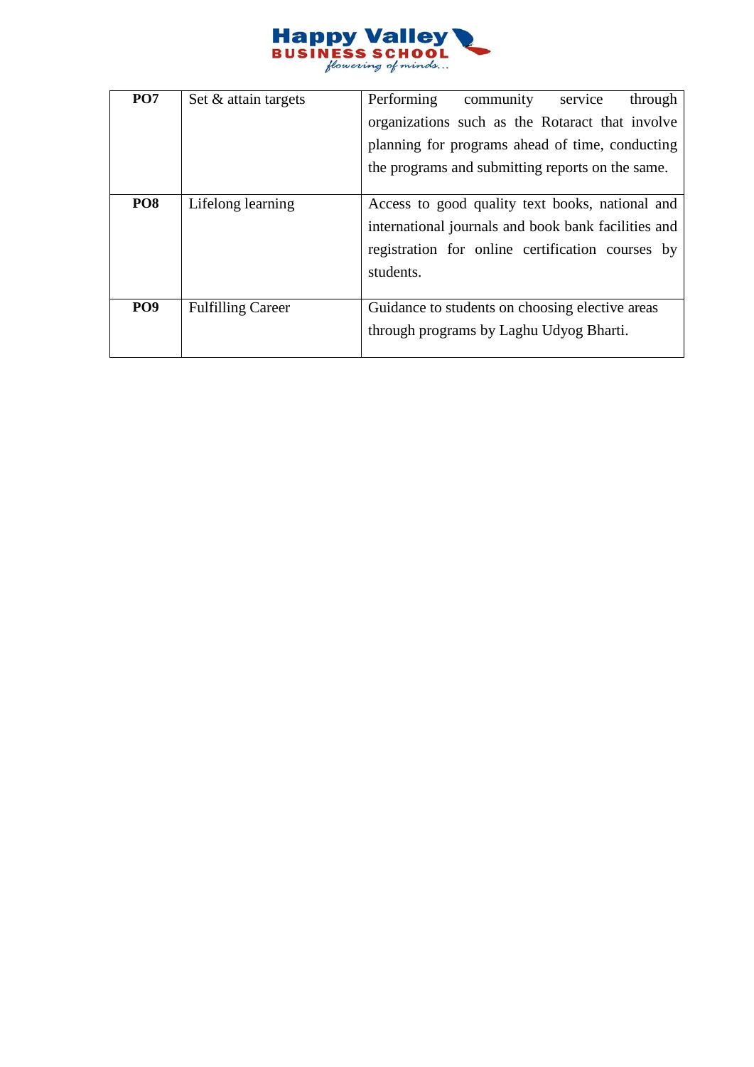| | | |
|---|---|---|
| **PO7** | Set & attain targets | Performing community service through organizations such as the Rotaract that involve planning for programs ahead of time, conducting the programs and submitting reports on the same. |
| **PO8** | Lifelong learning | Access to good quality text books, national and international journals and book bank facilities and registration for online certification courses by students. |
| **PO9** | Fulfilling Career | Guidance to students on choosing elective areas through programs by Laghu Udyog Bharti. |